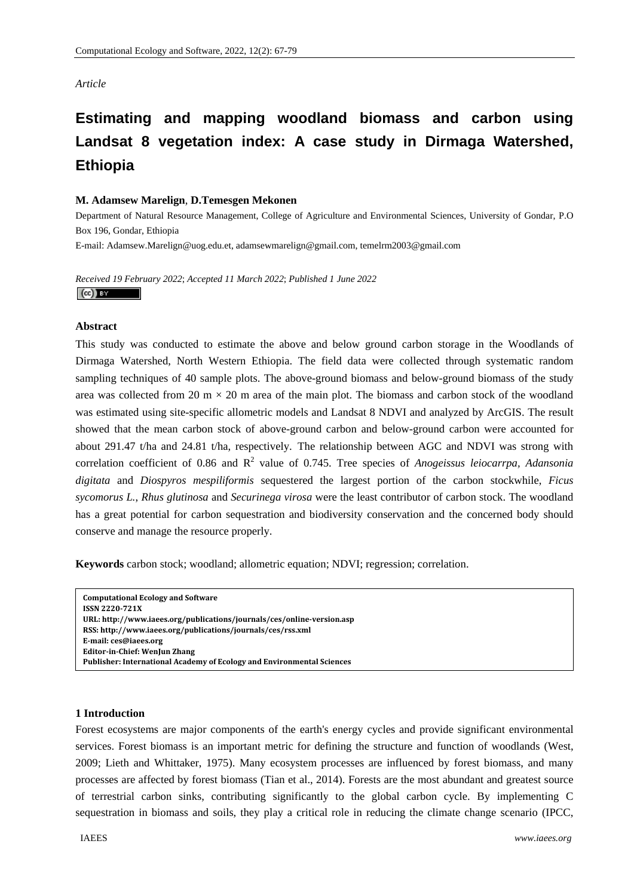*Article*

# Estimating and mapping woodland biomass and carbon using Landsat 8 vegetation index: A case study in Dirmaga Watershed, Ethiopia

**M. Adamsew Marelign**, **D.Temesgen Mekonen**

Department of Natural Resource Management, College of Agriculture and Environmental Sciences, University of Gondar, P.O Box 196, Gondar, Ethiopia

E-mail: Adamsew.Marelign@uog.edu.et, adamsewmarelign@gmail.com, temelrm2003@gmail.com

*Received 19 February 2022*; *Accepted 11 March 2022*; *Published 1 June 2022*

## Abstract

This study was conducted to estimate the above and below ground carbon storage in the Woodlands of Dirmaga Watershed, North Western Ethiopia. The field data were collected through systematic random sampling techniques of 40 sample plots. The above-ground biomass and below-ground biomass of the study area was collected from 20 m × 20 m area of the main plot. The biomass and carbon stock of the woodland was estimated using site-specific allometric models and Landsat 8 NDVI and analyzed by ArcGIS. The result showed that the mean carbon stock of above-ground carbon and below-ground carbon were accounted for about 291.47 t/ha and 24.81 t/ha, respectively. The relationship between AGC and NDVI was strong with correlation coefficient of 0.86 and $R^2$ value of 0.745. Tree species of *Anogeissus leiocarrpa*, *Adansonia digitata* and *Diospyros mespiliformis* sequestered the largest portion of the carbon stockwhile, *Ficus sycomorus L.*, *Rhus glutinosa* and *Securinega virosa* were the least contributor of carbon stock. The woodland has a great potential for carbon sequestration and biodiversity conservation and the concerned body should conserve and manage the resource properly.

**Keywords** carbon stock; woodland; allometric equation; NDVI; regression; correlation.

**Computational Ecology and Software**
**ISSN 2220-721X**
**URL: http://www.iaees.org/publications/journals/ces/online-version.asp**
**RSS: http://www.iaees.org/publications/journals/ces/rss.xml**
**E-mail: ces@iaees.org**
**Editor-in-Chief: WenJun Zhang**
**Publisher: International Academy of Ecology and Environmental Sciences**

## 1 Introduction

Forest ecosystems are major components of the earth's energy cycles and provide significant environmental services. Forest biomass is an important metric for defining the structure and function of woodlands (West, 2009; Lieth and Whittaker, 1975). Many ecosystem processes are influenced by forest biomass, and many processes are affected by forest biomass (Tian et al., 2014). Forests are the most abundant and greatest source of terrestrial carbon sinks, contributing significantly to the global carbon cycle. By implementing C sequestration in biomass and soils, they play a critical role in reducing the climate change scenario (IPCC,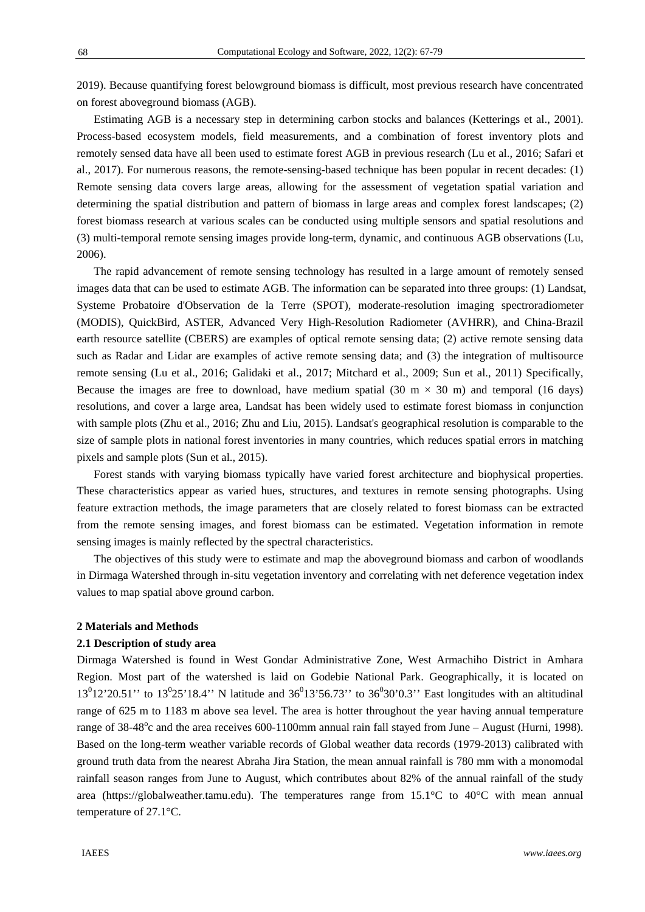2019). Because quantifying forest belowground biomass is difficult, most previous research have concentrated on forest aboveground biomass (AGB).

Estimating AGB is a necessary step in determining carbon stocks and balances (Ketterings et al., 2001). Process-based ecosystem models, field measurements, and a combination of forest inventory plots and remotely sensed data have all been used to estimate forest AGB in previous research (Lu et al., 2016; Safari et al., 2017). For numerous reasons, the remote-sensing-based technique has been popular in recent decades: (1) Remote sensing data covers large areas, allowing for the assessment of vegetation spatial variation and determining the spatial distribution and pattern of biomass in large areas and complex forest landscapes; (2) forest biomass research at various scales can be conducted using multiple sensors and spatial resolutions and (3) multi-temporal remote sensing images provide long-term, dynamic, and continuous AGB observations (Lu, 2006).

The rapid advancement of remote sensing technology has resulted in a large amount of remotely sensed images data that can be used to estimate AGB. The information can be separated into three groups: (1) Landsat, Systeme Probatoire d'Observation de la Terre (SPOT), moderate-resolution imaging spectroradiometer (MODIS), QuickBird, ASTER, Advanced Very High-Resolution Radiometer (AVHRR), and China-Brazil earth resource satellite (CBERS) are examples of optical remote sensing data; (2) active remote sensing data such as Radar and Lidar are examples of active remote sensing data; and (3) the integration of multisource remote sensing (Lu et al., 2016; Galidaki et al., 2017; Mitchard et al., 2009; Sun et al., 2011) Specifically, Because the images are free to download, have medium spatial (30 m × 30 m) and temporal (16 days) resolutions, and cover a large area, Landsat has been widely used to estimate forest biomass in conjunction with sample plots (Zhu et al., 2016; Zhu and Liu, 2015). Landsat's geographical resolution is comparable to the size of sample plots in national forest inventories in many countries, which reduces spatial errors in matching pixels and sample plots (Sun et al., 2015).

Forest stands with varying biomass typically have varied forest architecture and biophysical properties. These characteristics appear as varied hues, structures, and textures in remote sensing photographs. Using feature extraction methods, the image parameters that are closely related to forest biomass can be extracted from the remote sensing images, and forest biomass can be estimated. Vegetation information in remote sensing images is mainly reflected by the spectral characteristics.

The objectives of this study were to estimate and map the aboveground biomass and carbon of woodlands in Dirmaga Watershed through in-situ vegetation inventory and correlating with net deference vegetation index values to map spatial above ground carbon.

## 2 Materials and Methods

### 2.1 Description of study area

Dirmaga Watershed is found in West Gondar Administrative Zone, West Armachiho District in Amhara Region. Most part of the watershed is laid on Godebie National Park. Geographically, it is located on $13^0 12'20.51''$ to $13^0 25'18.4''$ N latitude and $36^0 13'56.73''$ to $36^0 30'0.3''$ East longitudes with an altitudinal range of 625 m to 1183 m above sea level. The area is hotter throughout the year having annual temperature range of 38-48$^o$c and the area receives 600-1100mm annual rain fall stayed from June – August (Hurni, 1998). Based on the long-term weather variable records of Global weather data records (1979-2013) calibrated with ground truth data from the nearest Abraha Jira Station, the mean annual rainfall is 780 mm with a monomodal rainfall season ranges from June to August, which contributes about 82% of the annual rainfall of the study area (https://globalweather.tamu.edu). The temperatures range from 15.1°C to 40°C with mean annual temperature of 27.1°C.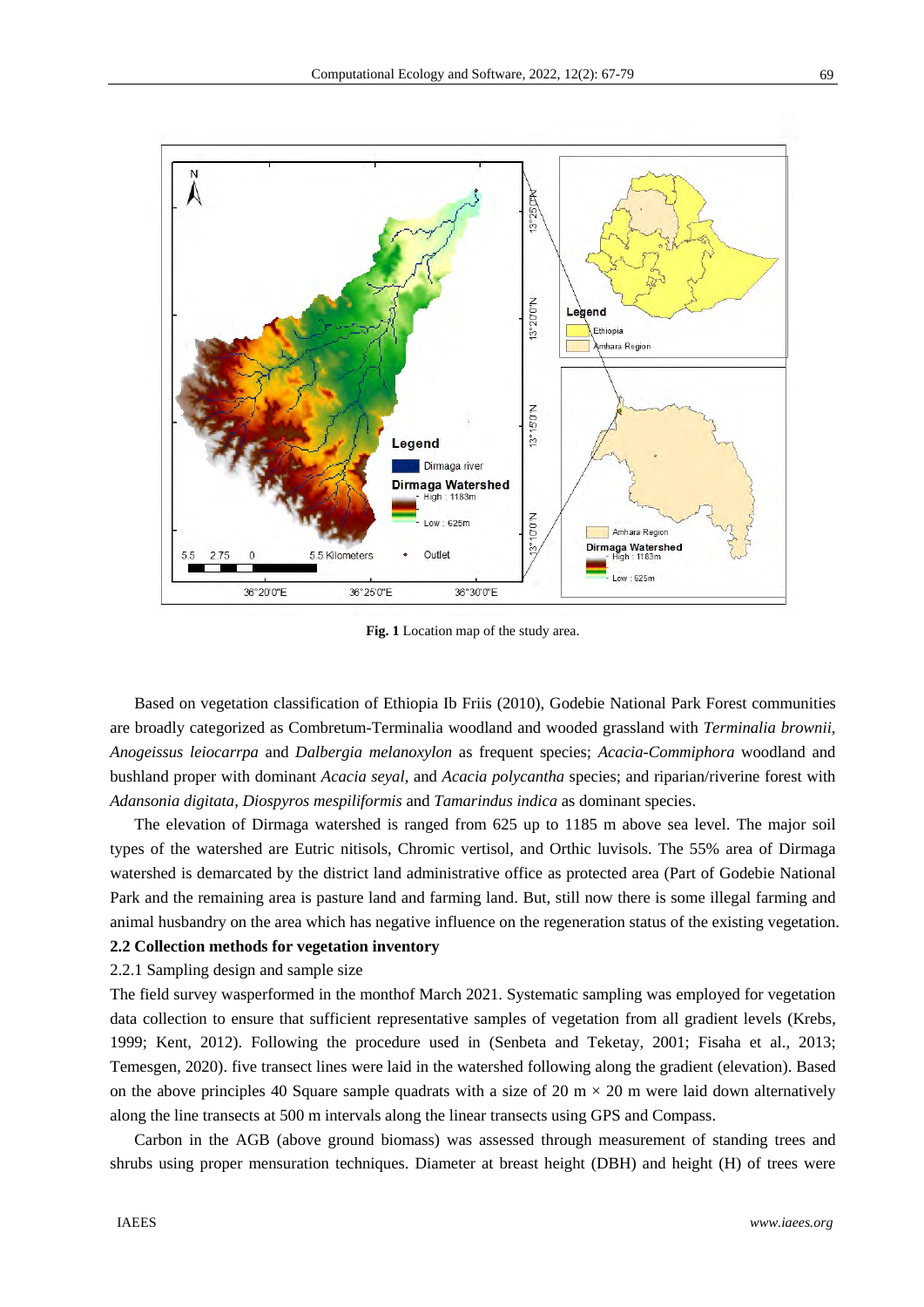**Fig. 1** Location map of the study area.

Based on vegetation classification of Ethiopia Ib Friis (2010), Godebie National Park Forest communities are broadly categorized as Combretum-Terminalia woodland and wooded grassland with *Terminalia brownii, Anogeissus leiocarrpa* and *Dalbergia melanoxylon* as frequent species; *Acacia-Commiphora* woodland and bushland proper with dominant *Acacia seyal*, and *Acacia polycantha* species; and riparian/riverine forest with *Adansonia digitata*, *Diospyros mespiliformis* and *Tamarindus indica* as dominant species.

The elevation of Dirmaga watershed is ranged from 625 up to 1185 m above sea level. The major soil types of the watershed are Eutric nitisols, Chromic vertisol, and Orthic luvisols. The 55% area of Dirmaga watershed is demarcated by the district land administrative office as protected area (Part of Godebie National Park and the remaining area is pasture land and farming land. But, still now there is some illegal farming and animal husbandry on the area which has negative influence on the regeneration status of the existing vegetation.

### 2.2 Collection methods for vegetation inventory

2.2.1 Sampling design and sample size

The field survey wasperformed in the monthof March 2021. Systematic sampling was employed for vegetation data collection to ensure that sufficient representative samples of vegetation from all gradient levels (Krebs, 1999; Kent, 2012). Following the procedure used in (Senbeta and Teketay, 2001; Fisaha et al., 2013; Temesgen, 2020). five transect lines were laid in the watershed following along the gradient (elevation). Based on the above principles 40 Square sample quadrats with a size of 20 m × 20 m were laid down alternatively along the line transects at 500 m intervals along the linear transects using GPS and Compass.

Carbon in the AGB (above ground biomass) was assessed through measurement of standing trees and shrubs using proper mensuration techniques. Diameter at breast height (DBH) and height (H) of trees were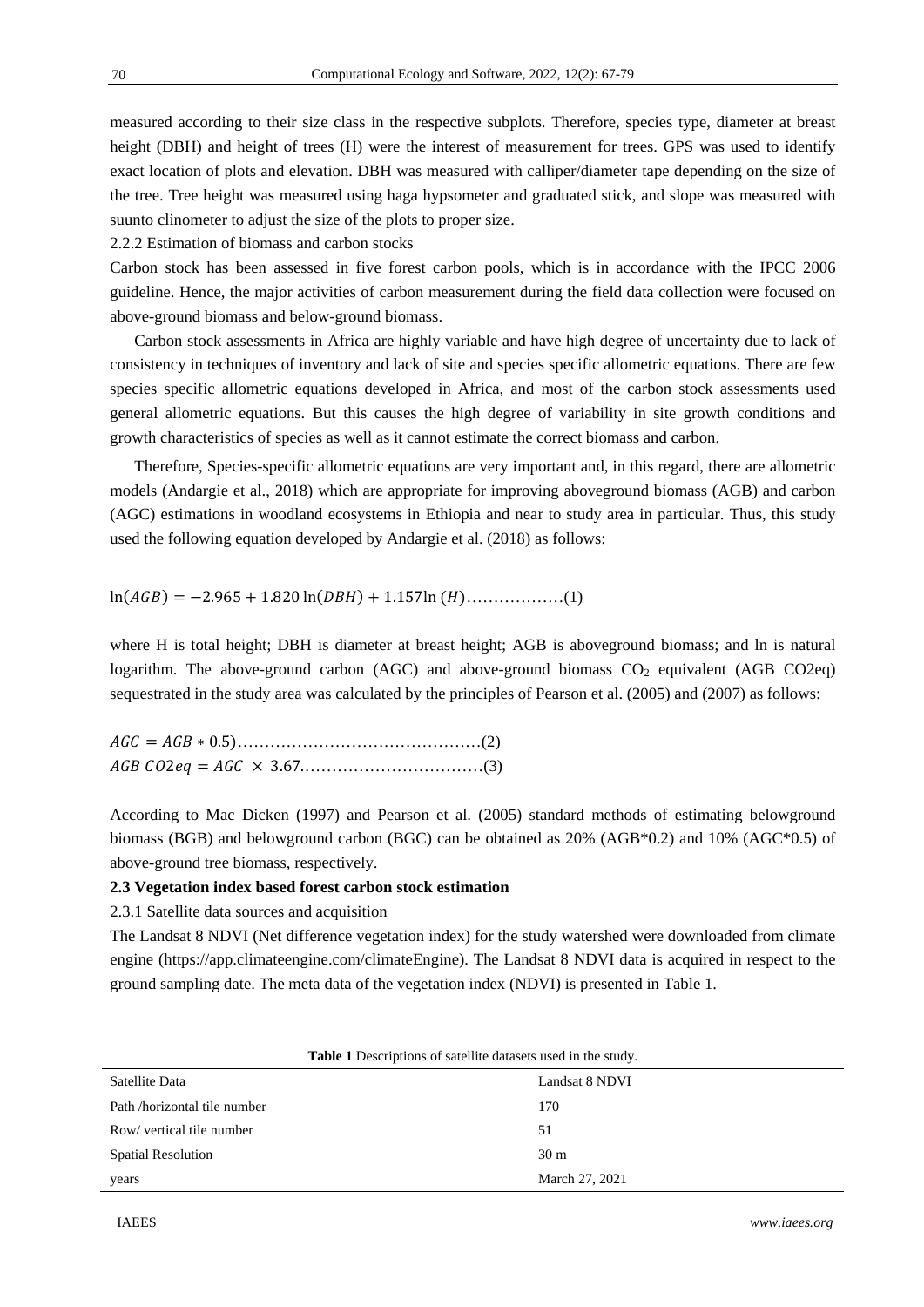measured according to their size class in the respective subplots. Therefore, species type, diameter at breast height (DBH) and height of trees (H) were the interest of measurement for trees. GPS was used to identify exact location of plots and elevation. DBH was measured with calliper/diameter tape depending on the size of the tree. Tree height was measured using haga hypsometer and graduated stick, and slope was measured with suunto clinometer to adjust the size of the plots to proper size.

### 2.2.2 Estimation of biomass and carbon stocks

Carbon stock has been assessed in five forest carbon pools, which is in accordance with the IPCC 2006 guideline. Hence, the major activities of carbon measurement during the field data collection were focused on above-ground biomass and below-ground biomass.

Carbon stock assessments in Africa are highly variable and have high degree of uncertainty due to lack of consistency in techniques of inventory and lack of site and species specific allometric equations. There are few species specific allometric equations developed in Africa, and most of the carbon stock assessments used general allometric equations. But this causes the high degree of variability in site growth conditions and growth characteristics of species as well as it cannot estimate the correct biomass and carbon.

Therefore, Species-specific allometric equations are very important and, in this regard, there are allometric models (Andargie et al., 2018) which are appropriate for improving aboveground biomass (AGB) and carbon (AGC) estimations in woodland ecosystems in Ethiopia and near to study area in particular. Thus, this study used the following equation developed by Andargie et al. (2018) as follows:

$$\ln(AGB) = -2.965 + 1.820\ln(DBH) + 1.157\ln(H) \quad (1)$$

where H is total height; DBH is diameter at breast height; AGB is aboveground biomass; and ln is natural logarithm. The above-ground carbon (AGC) and above-ground biomass $CO_2$ equivalent (AGB CO2eq) sequestrated in the study area was calculated by the principles of Pearson et al. (2005) and (2007) as follows:

$$AGC = AGB * 0.5) \quad (2)$$

$$AGB\ CO2eq = AGC \times 3.67 \quad (3)$$

According to Mac Dicken (1997) and Pearson et al. (2005) standard methods of estimating belowground biomass (BGB) and belowground carbon (BGC) can be obtained as 20% (AGB*0.2) and 10% (AGC*0.5) of above-ground tree biomass, respectively.

## 2.3 Vegetation index based forest carbon stock estimation

### 2.3.1 Satellite data sources and acquisition

The Landsat 8 NDVI (Net difference vegetation index) for the study watershed were downloaded from climate engine (https://app.climateengine.com/climateEngine). The Landsat 8 NDVI data is acquired in respect to the ground sampling date. The meta data of the vegetation index (NDVI) is presented in Table 1.

**Table 1** Descriptions of satellite datasets used in the study.

| Satellite Data | Landsat 8 NDVI |
|---|---|
| Path /horizontal tile number | 170 |
| Row/ vertical tile number | 51 |
| Spatial Resolution | 30 m |
| years | March 27, 2021 |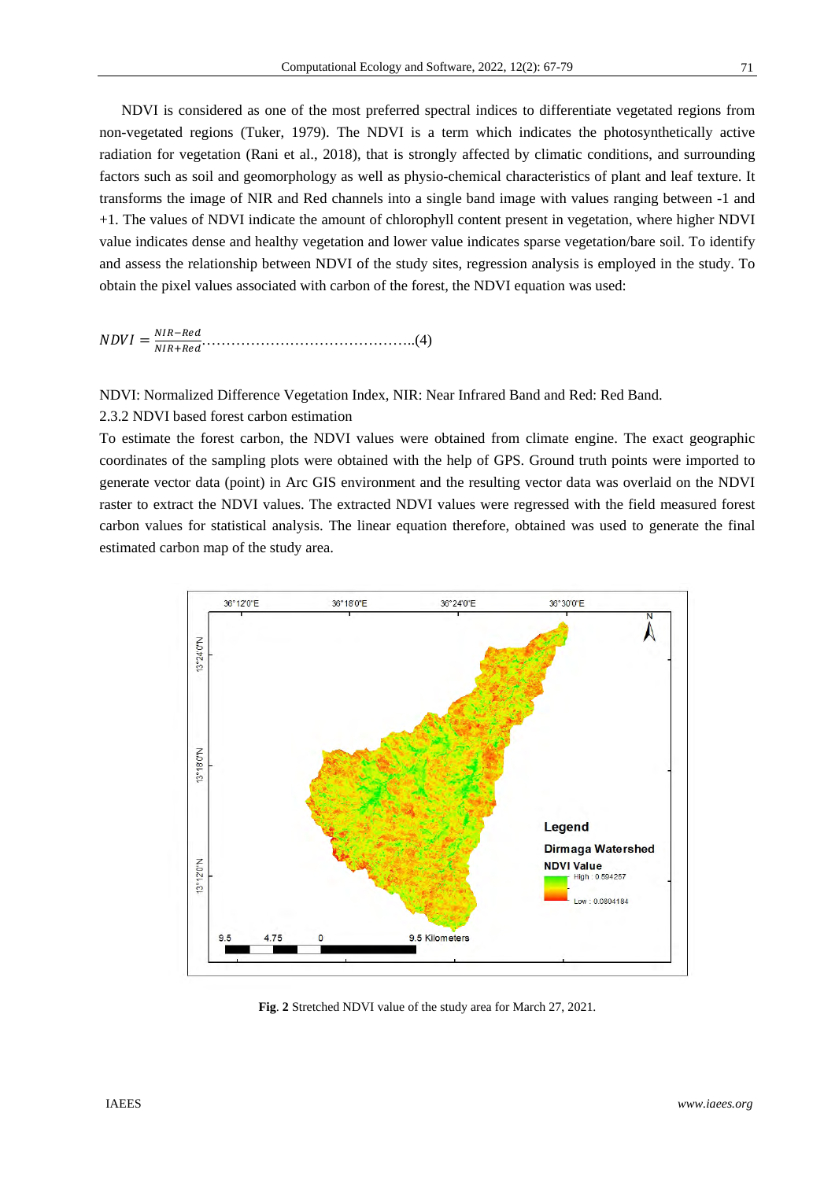NDVI is considered as one of the most preferred spectral indices to differentiate vegetated regions from non-vegetated regions (Tuker, 1979). The NDVI is a term which indicates the photosynthetically active radiation for vegetation (Rani et al., 2018), that is strongly affected by climatic conditions, and surrounding factors such as soil and geomorphology as well as physio-chemical characteristics of plant and leaf texture. It transforms the image of NIR and Red channels into a single band image with values ranging between -1 and +1. The values of NDVI indicate the amount of chlorophyll content present in vegetation, where higher NDVI value indicates dense and healthy vegetation and lower value indicates sparse vegetation/bare soil. To identify and assess the relationship between NDVI of the study sites, regression analysis is employed in the study. To obtain the pixel values associated with carbon of the forest, the NDVI equation was used:

$$NDVI = \frac{NIR - Red}{NIR + Red} \quad \text{...(4)}$$

NDVI: Normalized Difference Vegetation Index, NIR: Near Infrared Band and Red: Red Band.

### 2.3.2 NDVI based forest carbon estimation

To estimate the forest carbon, the NDVI values were obtained from climate engine. The exact geographic coordinates of the sampling plots were obtained with the help of GPS. Ground truth points were imported to generate vector data (point) in Arc GIS environment and the resulting vector data was overlaid on the NDVI raster to extract the NDVI values. The extracted NDVI values were regressed with the field measured forest carbon values for statistical analysis. The linear equation therefore, obtained was used to generate the final estimated carbon map of the study area.

**Fig. 2** Stretched NDVI value of the study area for March 27, 2021.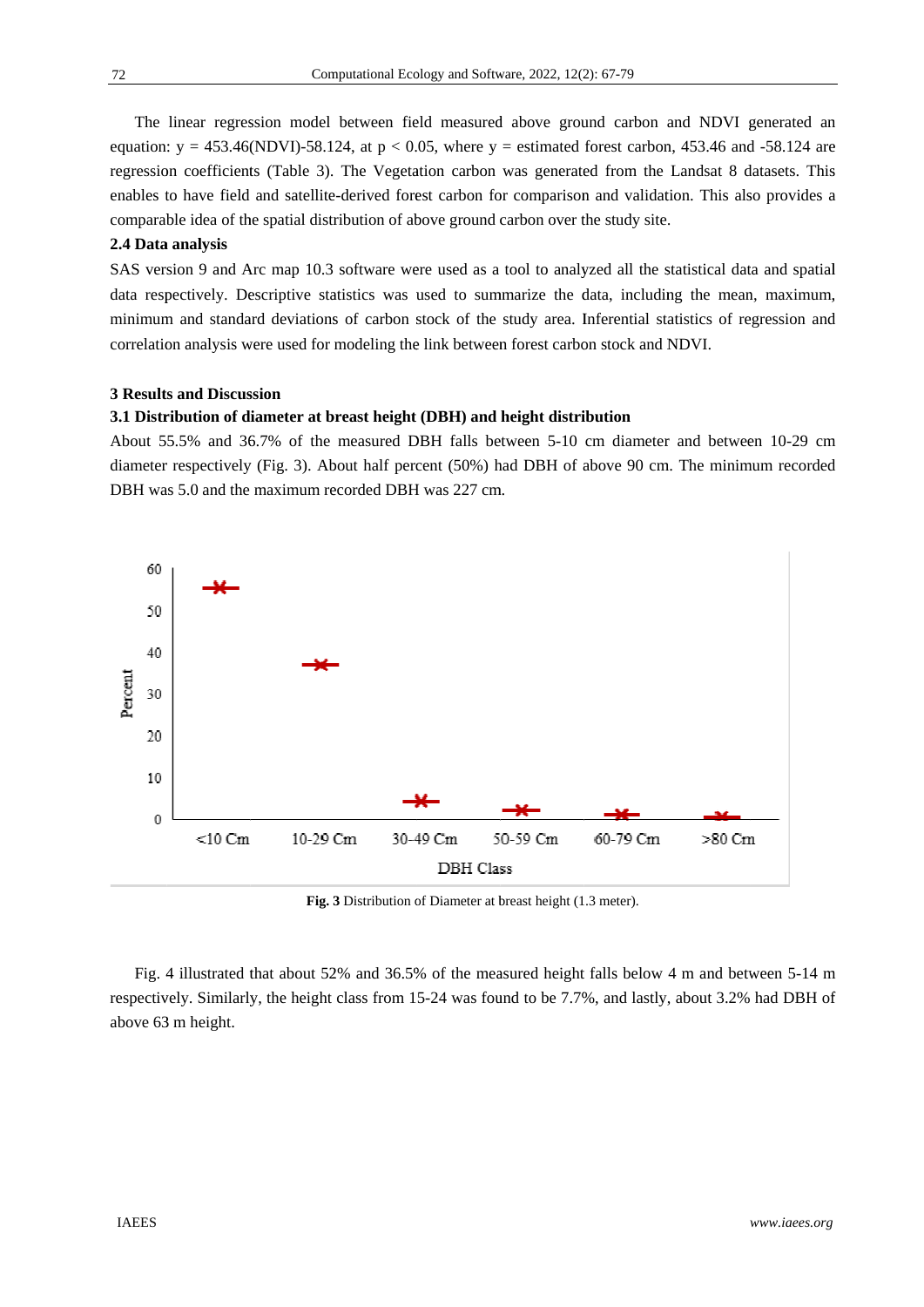The linear regression model between field measured above ground carbon and NDVI generated an equation: $y = 453.46(\text{NDVI}) - 58.124$, at $p < 0.05$, where y = estimated forest carbon, 453.46 and -58.124 are regression coefficients (Table 3). The Vegetation carbon was generated from the Landsat 8 datasets. This enables to have field and satellite-derived forest carbon for comparison and validation. This also provides a comparable idea of the spatial distribution of above ground carbon over the study site.

### 2.4 Data analysis

SAS version 9 and Arc map 10.3 software were used as a tool to analyzed all the statistical data and spatial data respectively. Descriptive statistics was used to summarize the data, including the mean, maximum, minimum and standard deviations of carbon stock of the study area. Inferential statistics of regression and correlation analysis were used for modeling the link between forest carbon stock and NDVI.

## 3 Results and Discussion

### 3.1 Distribution of diameter at breast height (DBH) and height distribution

About 55.5% and 36.7% of the measured DBH falls between 5-10 cm diameter and between 10-29 cm diameter respectively (Fig. 3). About half percent (50%) had DBH of above 90 cm. The minimum recorded DBH was 5.0 and the maximum recorded DBH was 227 cm.

**Fig. 3** Distribution of Diameter at breast height (1.3 meter).

Fig. 4 illustrated that about 52% and 36.5% of the measured height falls below 4 m and between 5-14 m respectively. Similarly, the height class from 15-24 was found to be 7.7%, and lastly, about 3.2% had DBH of above 63 m height.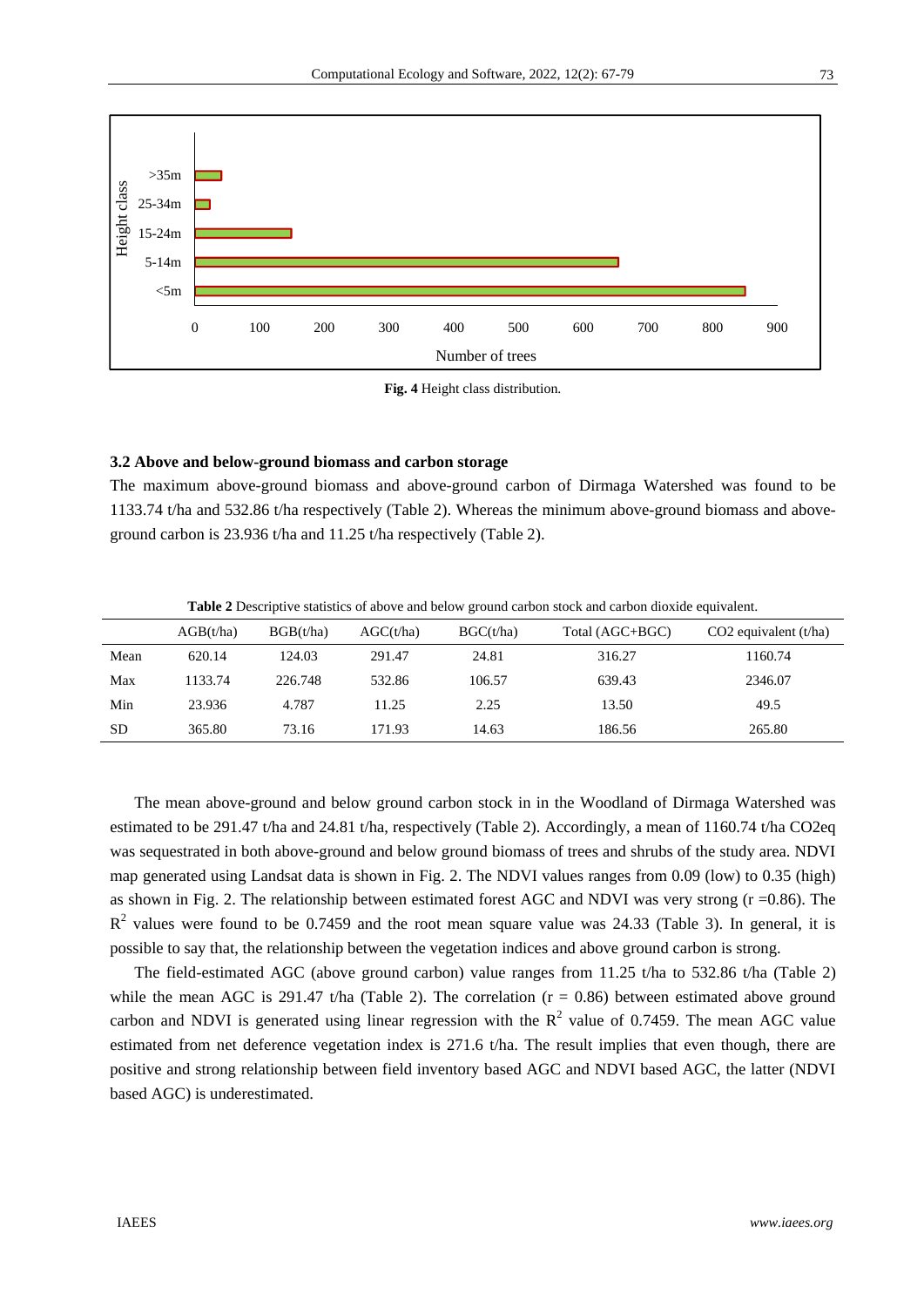**Fig. 4** Height class distribution.

### 3.2 Above and below-ground biomass and carbon storage

The maximum above-ground biomass and above-ground carbon of Dirmaga Watershed was found to be 1133.74 t/ha and 532.86 t/ha respectively (Table 2). Whereas the minimum above-ground biomass and above-ground carbon is 23.936 t/ha and 11.25 t/ha respectively (Table 2).

**Table 2** Descriptive statistics of above and below ground carbon stock and carbon dioxide equivalent.

| | AGB(t/ha) | BGB(t/ha) | AGC(t/ha) | BGC(t/ha) | Total (AGC+BGC) | CO2 equivalent (t/ha) |
|---|---|---|---|---|---|---|
| Mean | 620.14 | 124.03 | 291.47 | 24.81 | 316.27 | 1160.74 |
| Max | 1133.74 | 226.748 | 532.86 | 106.57 | 639.43 | 2346.07 |
| Min | 23.936 | 4.787 | 11.25 | 2.25 | 13.50 | 49.5 |
| SD | 365.80 | 73.16 | 171.93 | 14.63 | 186.56 | 265.80 |

The mean above-ground and below ground carbon stock in in the Woodland of Dirmaga Watershed was estimated to be 291.47 t/ha and 24.81 t/ha, respectively (Table 2). Accordingly, a mean of 1160.74 t/ha CO2eq was sequestrated in both above-ground and below ground biomass of trees and shrubs of the study area. NDVI map generated using Landsat data is shown in Fig. 2. The NDVI values ranges from 0.09 (low) to 0.35 (high) as shown in Fig. 2. The relationship between estimated forest AGC and NDVI was very strong (r =0.86). The $R^2$ values were found to be 0.7459 and the root mean square value was 24.33 (Table 3). In general, it is possible to say that, the relationship between the vegetation indices and above ground carbon is strong.

The field-estimated AGC (above ground carbon) value ranges from 11.25 t/ha to 532.86 t/ha (Table 2) while the mean AGC is 291.47 t/ha (Table 2). The correlation (r = 0.86) between estimated above ground carbon and NDVI is generated using linear regression with the $R^2$ value of 0.7459. The mean AGC value estimated from net deference vegetation index is 271.6 t/ha. The result implies that even though, there are positive and strong relationship between field inventory based AGC and NDVI based AGC, the latter (NDVI based AGC) is underestimated.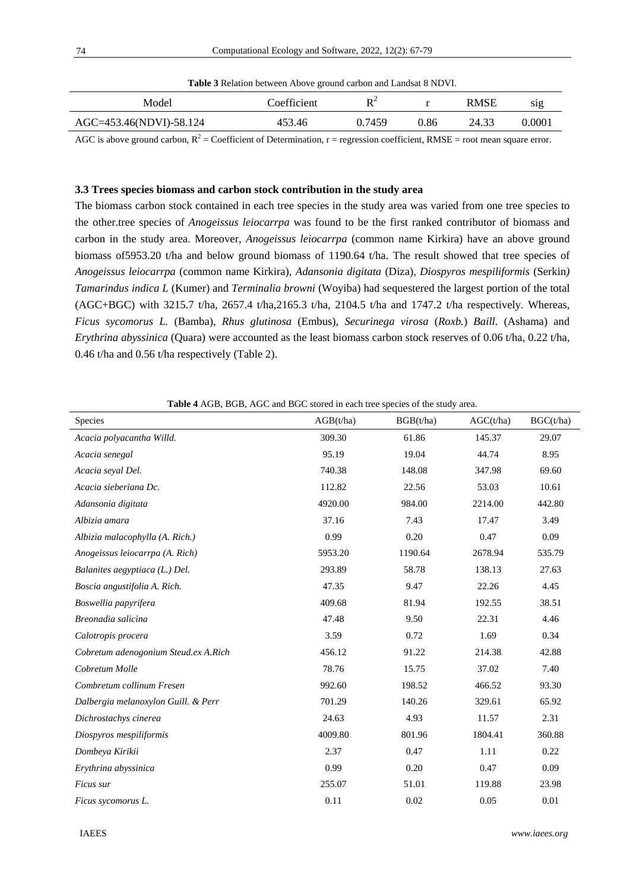**Table 3** Relation between Above ground carbon and Landsat 8 NDVI.

| Model | Coefficient | $R^2$ | r | RMSE | sig |
|---|---|---|---|---|---|
| AGC=453.46(NDVI)-58.124 | 453.46 | 0.7459 | 0.86 | 24.33 | 0.0001 |

AGC is above ground carbon, $R^2$ = Coefficient of Determination, r = regression coefficient, RMSE = root mean square error.

### 3.3 Trees species biomass and carbon stock contribution in the study area

The biomass carbon stock contained in each tree species in the study area was varied from one tree species to the other.tree species of *Anogeissus leiocarrpa* was found to be the first ranked contributor of biomass and carbon in the study area. Moreover, *Anogeissus leiocarrpa* (common name Kirkira) have an above ground biomass of5953.20 t/ha and below ground biomass of 1190.64 t/ha. The result showed that tree species of *Anogeissus leiocarrpa* (common name Kirkira), *Adansonia digitata* (Diza), *Diospyros mespiliformis* (Serkin*)* *Tamarindus indica L* (Kumer) and *Terminalia browni* (Woyiba) had sequestered the largest portion of the total (AGC+BGC) with 3215.7 t/ha, 2657.4 t/ha,2165.3 t/ha, 2104.5 t/ha and 1747.2 t/ha respectively. Whereas, *Ficus sycomorus L.* (Bamba), *Rhus glutinosa* (Embus), *Securinega virosa* (*Roxb.*) *Baill*. (Ashama) and *Erythrina abyssinica* (Quara) were accounted as the least biomass carbon stock reserves of 0.06 t/ha, 0.22 t/ha, 0.46 t/ha and 0.56 t/ha respectively (Table 2).

**Table 4** AGB, BGB, AGC and BGC stored in each tree species of the study area.

| Species | AGB(t/ha) | BGB(t/ha) | AGC(t/ha) | BGC(t/ha) |
|---|---|---|---|---|
| *Acacia polyacantha Willd.* | 309.30 | 61.86 | 145.37 | 29.07 |
| *Acacia senegal* | 95.19 | 19.04 | 44.74 | 8.95 |
| *Acacia seyal Del.* | 740.38 | 148.08 | 347.98 | 69.60 |
| *Acacia sieberiana Dc.* | 112.82 | 22.56 | 53.03 | 10.61 |
| *Adansonia digitata* | 4920.00 | 984.00 | 2214.00 | 442.80 |
| *Albizia amara* | 37.16 | 7.43 | 17.47 | 3.49 |
| *Albizia malacophylla (A. Rich.)* | 0.99 | 0.20 | 0.47 | 0.09 |
| *Anogeissus leiocarrpa (A. Rich)* | 5953.20 | 1190.64 | 2678.94 | 535.79 |
| *Balanites aegyptiaca (L.) Del.* | 293.89 | 58.78 | 138.13 | 27.63 |
| *Boscia angustifolia A. Rich.* | 47.35 | 9.47 | 22.26 | 4.45 |
| *Boswellia papyrifera* | 409.68 | 81.94 | 192.55 | 38.51 |
| *Breonadia salicina* | 47.48 | 9.50 | 22.31 | 4.46 |
| *Calotropis procera* | 3.59 | 0.72 | 1.69 | 0.34 |
| *Cobretum adenogonium Steud.ex A.Rich* | 456.12 | 91.22 | 214.38 | 42.88 |
| *Cobretum Molle* | 78.76 | 15.75 | 37.02 | 7.40 |
| *Combretum collinum Fresen* | 992.60 | 198.52 | 466.52 | 93.30 |
| *Dalbergia melanoxylon Guill. & Perr* | 701.29 | 140.26 | 329.61 | 65.92 |
| *Dichrostachys cinerea* | 24.63 | 4.93 | 11.57 | 2.31 |
| *Diospyros mespiliformis* | 4009.80 | 801.96 | 1804.41 | 360.88 |
| *Dombeya Kirikii* | 2.37 | 0.47 | 1.11 | 0.22 |
| *Erythrina abyssinica* | 0.99 | 0.20 | 0.47 | 0.09 |
| *Ficus sur* | 255.07 | 51.01 | 119.88 | 23.98 |
| *Ficus sycomorus L.* | 0.11 | 0.02 | 0.05 | 0.01 |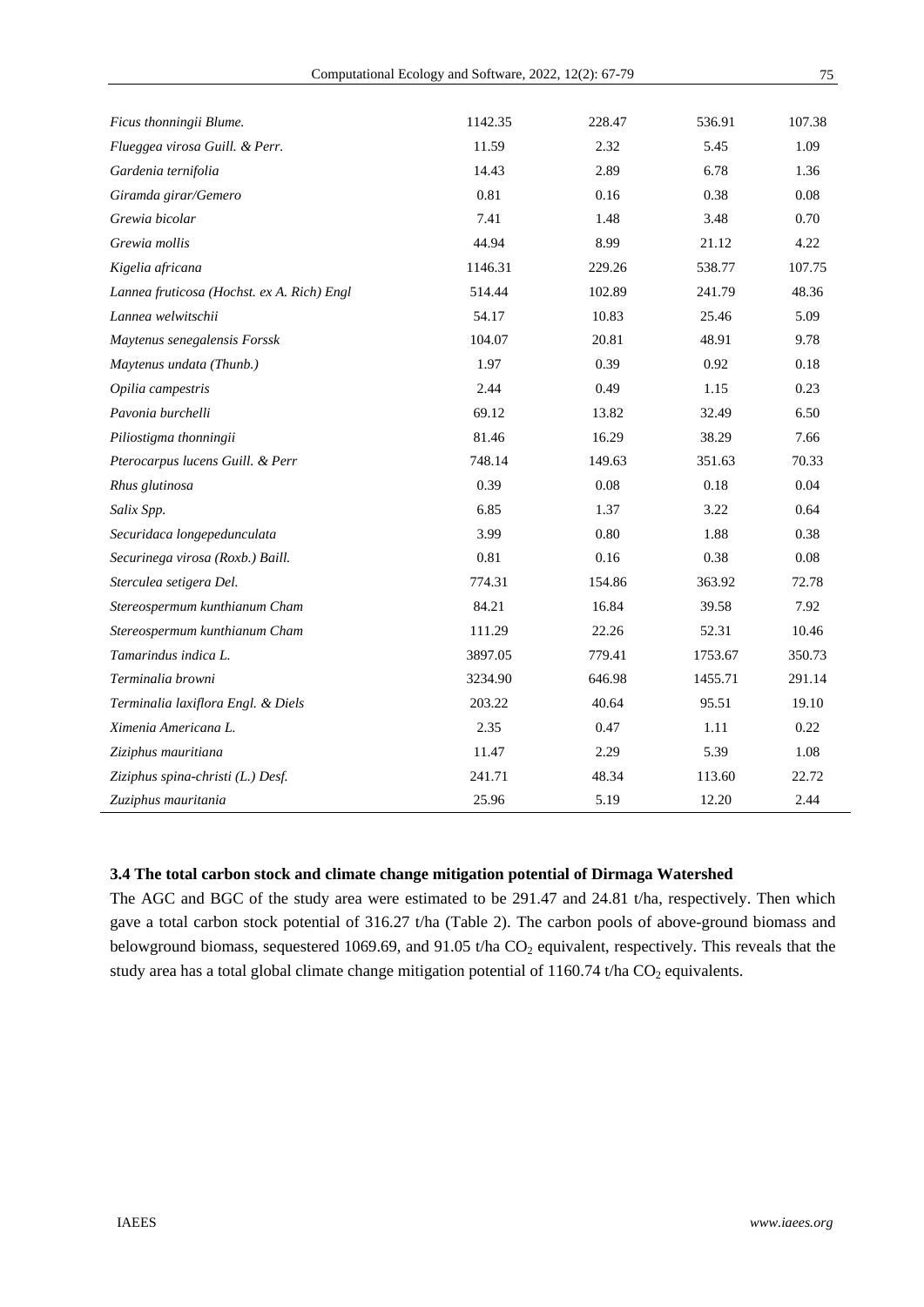| | | | | |
|---|---|---|---|---|
| *Ficus thonningii Blume.* | 1142.35 | 228.47 | 536.91 | 107.38 |
| *Flueggea virosa Guill. & Perr.* | 11.59 | 2.32 | 5.45 | 1.09 |
| *Gardenia ternifolia* | 14.43 | 2.89 | 6.78 | 1.36 |
| *Giramda girar/Gemero* | 0.81 | 0.16 | 0.38 | 0.08 |
| *Grewia bicolar* | 7.41 | 1.48 | 3.48 | 0.70 |
| *Grewia mollis* | 44.94 | 8.99 | 21.12 | 4.22 |
| *Kigelia africana* | 1146.31 | 229.26 | 538.77 | 107.75 |
| *Lannea fruticosa (Hochst. ex A. Rich) Engl* | 514.44 | 102.89 | 241.79 | 48.36 |
| *Lannea welwitschii* | 54.17 | 10.83 | 25.46 | 5.09 |
| *Maytenus senegalensis Forssk* | 104.07 | 20.81 | 48.91 | 9.78 |
| *Maytenus undata (Thunb.)* | 1.97 | 0.39 | 0.92 | 0.18 |
| *Opilia campestris* | 2.44 | 0.49 | 1.15 | 0.23 |
| *Pavonia burchelli* | 69.12 | 13.82 | 32.49 | 6.50 |
| *Piliostigma thonningii* | 81.46 | 16.29 | 38.29 | 7.66 |
| *Pterocarpus lucens Guill. & Perr* | 748.14 | 149.63 | 351.63 | 70.33 |
| *Rhus glutinosa* | 0.39 | 0.08 | 0.18 | 0.04 |
| *Salix Spp.* | 6.85 | 1.37 | 3.22 | 0.64 |
| *Securidaca longepedunculata* | 3.99 | 0.80 | 1.88 | 0.38 |
| *Securinega virosa (Roxb.) Baill.* | 0.81 | 0.16 | 0.38 | 0.08 |
| *Sterculea setigera Del.* | 774.31 | 154.86 | 363.92 | 72.78 |
| *Stereospermum kunthianum Cham* | 84.21 | 16.84 | 39.58 | 7.92 |
| *Stereospermum kunthianum Cham* | 111.29 | 22.26 | 52.31 | 10.46 |
| *Tamarindus indica L.* | 3897.05 | 779.41 | 1753.67 | 350.73 |
| *Terminalia browni* | 3234.90 | 646.98 | 1455.71 | 291.14 |
| *Terminalia laxiflora Engl. & Diels* | 203.22 | 40.64 | 95.51 | 19.10 |
| *Ximenia Americana L.* | 2.35 | 0.47 | 1.11 | 0.22 |
| *Ziziphus mauritiana* | 11.47 | 2.29 | 5.39 | 1.08 |
| *Ziziphus spina-christi (L.) Desf.* | 241.71 | 48.34 | 113.60 | 22.72 |
| *Zuziphus mauritania* | 25.96 | 5.19 | 12.20 | 2.44 |

### 3.4 The total carbon stock and climate change mitigation potential of Dirmaga Watershed

The AGC and BGC of the study area were estimated to be 291.47 and 24.81 t/ha, respectively. Then which gave a total carbon stock potential of 316.27 t/ha (Table 2). The carbon pools of above-ground biomass and belowground biomass, sequestered 1069.69, and 91.05 t/ha $CO_2$ equivalent, respectively. This reveals that the study area has a total global climate change mitigation potential of 1160.74 t/ha $CO_2$ equivalents.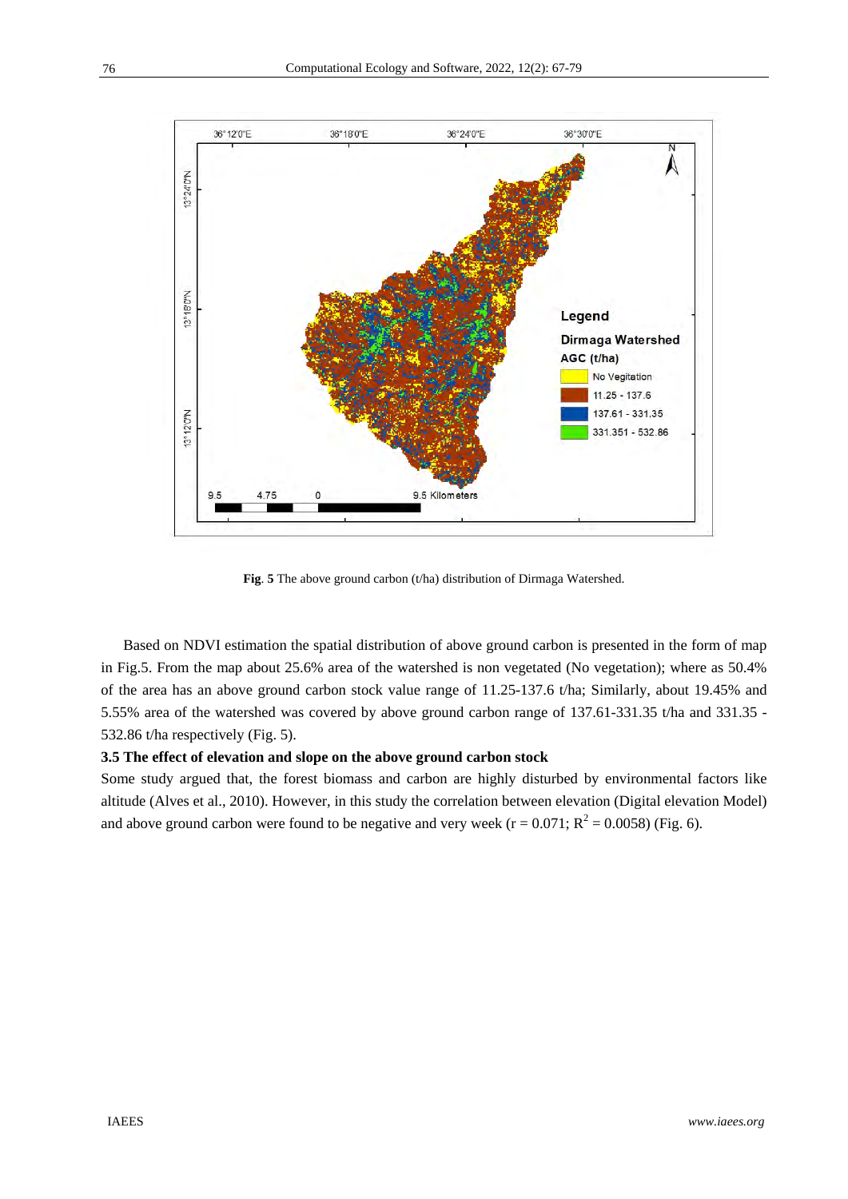**Fig. 5** The above ground carbon (t/ha) distribution of Dirmaga Watershed.

Based on NDVI estimation the spatial distribution of above ground carbon is presented in the form of map in Fig.5. From the map about 25.6% area of the watershed is non vegetated (No vegetation); where as 50.4% of the area has an above ground carbon stock value range of 11.25-137.6 t/ha; Similarly, about 19.45% and 5.55% area of the watershed was covered by above ground carbon range of 137.61-331.35 t/ha and 331.35 - 532.86 t/ha respectively (Fig. 5).

### 3.5 The effect of elevation and slope on the above ground carbon stock

Some study argued that, the forest biomass and carbon are highly disturbed by environmental factors like altitude (Alves et al., 2010). However, in this study the correlation between elevation (Digital elevation Model) and above ground carbon were found to be negative and very week ($r = 0.071$; $R^2 = 0.0058$) (Fig. 6).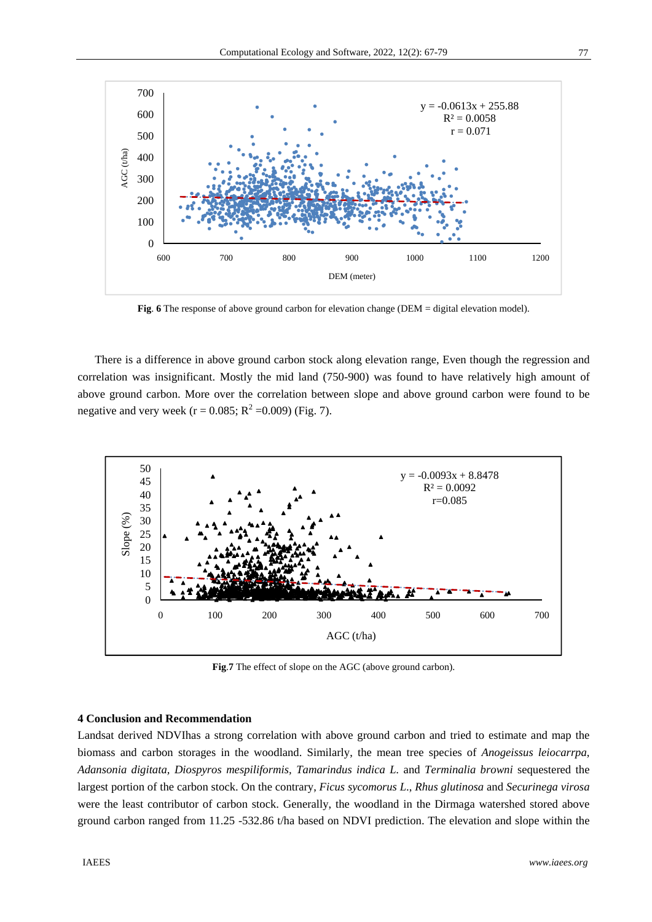**Fig. 6** The response of above ground carbon for elevation change (DEM = digital elevation model).

There is a difference in above ground carbon stock along elevation range, Even though the regression and correlation was insignificant. Mostly the mid land (750-900) was found to have relatively high amount of above ground carbon. More over the correlation between slope and above ground carbon were found to be negative and very week ($r = 0.085$; $R^2 = 0.009$) (Fig. 7).

**Fig.7** The effect of slope on the AGC (above ground carbon).

## 4 Conclusion and Recommendation

Landsat derived NDVIhas a strong correlation with above ground carbon and tried to estimate and map the biomass and carbon storages in the woodland. Similarly, the mean tree species of *Anogeissus leiocarrpa*, *Adansonia digitata*, *Diospyros mespiliformis*, *Tamarindus indica L.* and *Terminalia browni* sequestered the largest portion of the carbon stock. On the contrary, *Ficus sycomorus L.*, *Rhus glutinosa* and *Securinega virosa* were the least contributor of carbon stock. Generally, the woodland in the Dirmaga watershed stored above ground carbon ranged from 11.25 -532.86 t/ha based on NDVI prediction. The elevation and slope within the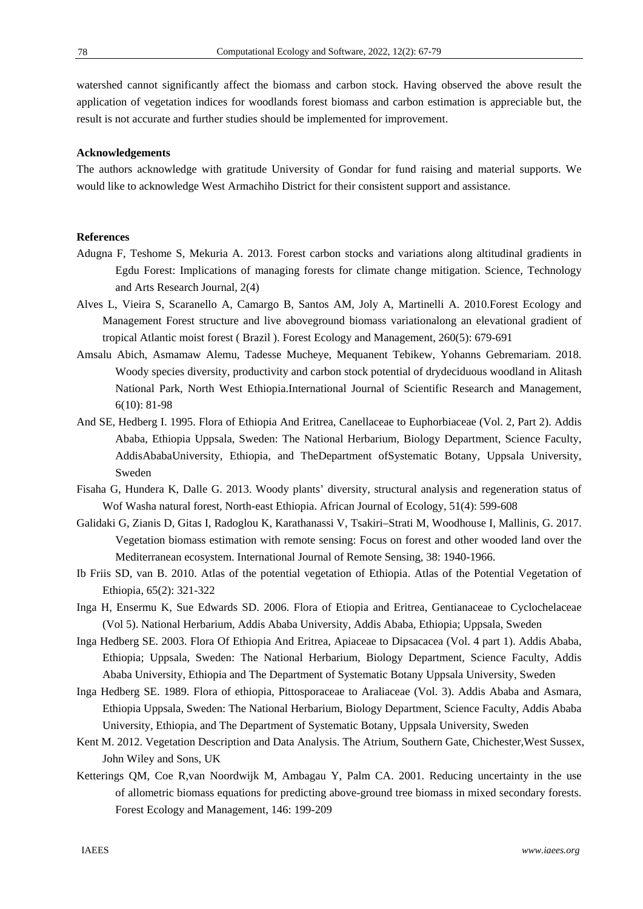watershed cannot significantly affect the biomass and carbon stock. Having observed the above result the application of vegetation indices for woodlands forest biomass and carbon estimation is appreciable but, the result is not accurate and further studies should be implemented for improvement.

### Acknowledgements

The authors acknowledge with gratitude University of Gondar for fund raising and material supports. We would like to acknowledge West Armachiho District for their consistent support and assistance.

### References

Adugna F, Teshome S, Mekuria A. 2013. Forest carbon stocks and variations along altitudinal gradients in Egdu Forest: Implications of managing forests for climate change mitigation. Science, Technology and Arts Research Journal, 2(4)

Alves L, Vieira S, Scaranello A, Camargo B, Santos AM, Joly A, Martinelli A. 2010.Forest Ecology and Management Forest structure and live aboveground biomass variationalong an elevational gradient of tropical Atlantic moist forest ( Brazil ). Forest Ecology and Management, 260(5): 679-691

Amsalu Abich, Asmamaw Alemu, Tadesse Mucheye, Mequanent Tebikew, Yohanns Gebremariam. 2018. Woody species diversity, productivity and carbon stock potential of drydeciduous woodland in Alitash National Park, North West Ethiopia.International Journal of Scientific Research and Management, 6(10): 81-98

And SE, Hedberg I. 1995. Flora of Ethiopia And Eritrea, Canellaceae to Euphorbiaceae (Vol. 2, Part 2). Addis Ababa, Ethiopia Uppsala, Sweden: The National Herbarium, Biology Department, Science Faculty, AddisAbabaUniversity, Ethiopia, and TheDepartment ofSystematic Botany, Uppsala University, Sweden

Fisaha G, Hundera K, Dalle G. 2013. Woody plants' diversity, structural analysis and regeneration status of Wof Washa natural forest, North-east Ethiopia. African Journal of Ecology, 51(4): 599-608

Galidaki G, Zianis D, Gitas I, Radoglou K, Karathanassi V, Tsakiri–Strati M, Woodhouse I, Mallinis, G. 2017. Vegetation biomass estimation with remote sensing: Focus on forest and other wooded land over the Mediterranean ecosystem. International Journal of Remote Sensing, 38: 1940-1966.

Ib Friis SD, van B. 2010. Atlas of the potential vegetation of Ethiopia. Atlas of the Potential Vegetation of Ethiopia, 65(2): 321-322

Inga H, Ensermu K, Sue Edwards SD. 2006. Flora of Etiopia and Eritrea, Gentianaceae to Cyclochelaceae (Vol 5). National Herbarium, Addis Ababa University, Addis Ababa, Ethiopia; Uppsala, Sweden

Inga Hedberg SE. 2003. Flora Of Ethiopia And Eritrea, Apiaceae to Dipsacacea (Vol. 4 part 1). Addis Ababa, Ethiopia; Uppsala, Sweden: The National Herbarium, Biology Department, Science Faculty, Addis Ababa University, Ethiopia and The Department of Systematic Botany Uppsala University, Sweden

Inga Hedberg SE. 1989. Flora of ethiopia, Pittosporaceae to Araliaceae (Vol. 3). Addis Ababa and Asmara, Ethiopia Uppsala, Sweden: The National Herbarium, Biology Department, Science Faculty, Addis Ababa University, Ethiopia, and The Department of Systematic Botany, Uppsala University, Sweden

Kent M. 2012. Vegetation Description and Data Analysis. The Atrium, Southern Gate, Chichester,West Sussex, John Wiley and Sons, UK

Ketterings QM, Coe R,van Noordwijk M, Ambagau Y, Palm CA. 2001. Reducing uncertainty in the use of allometric biomass equations for predicting above-ground tree biomass in mixed secondary forests. Forest Ecology and Management, 146: 199-209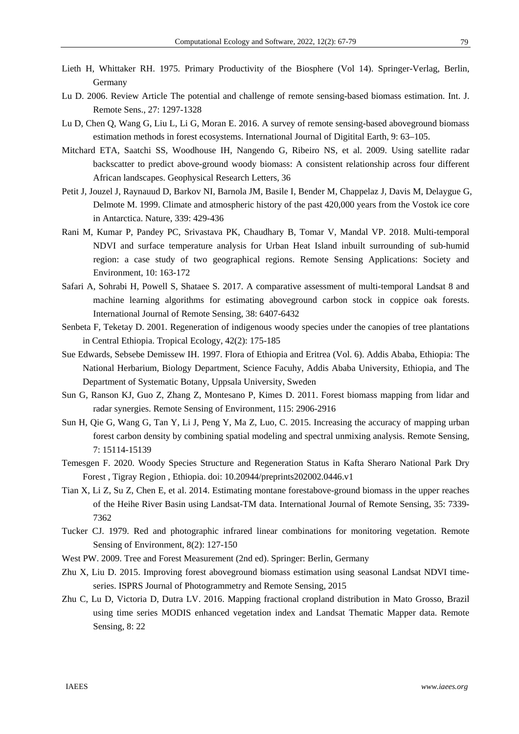Lieth H, Whittaker RH. 1975. Primary Productivity of the Biosphere (Vol 14). Springer-Verlag, Berlin, Germany

Lu D. 2006. Review Article The potential and challenge of remote sensing-based biomass estimation. Int. J. Remote Sens., 27: 1297-1328

Lu D, Chen Q, Wang G, Liu L, Li G, Moran E. 2016. A survey of remote sensing-based aboveground biomass estimation methods in forest ecosystems. International Journal of Digitital Earth, 9: 63–105.

Mitchard ETA, Saatchi SS, Woodhouse IH, Nangendo G, Ribeiro NS, et al. 2009. Using satellite radar backscatter to predict above-ground woody biomass: A consistent relationship across four different African landscapes. Geophysical Research Letters, 36

Petit J, Jouzel J, Raynauud D, Barkov NI, Barnola JM, Basile I, Bender M, Chappelaz J, Davis M, Delaygue G, Delmote M. 1999. Climate and atmospheric history of the past 420,000 years from the Vostok ice core in Antarctica. Nature, 339: 429-436

Rani M, Kumar P, Pandey PC, Srivastava PK, Chaudhary B, Tomar V, Mandal VP. 2018. Multi-temporal NDVI and surface temperature analysis for Urban Heat Island inbuilt surrounding of sub-humid region: a case study of two geographical regions. Remote Sensing Applications: Society and Environment, 10: 163-172

Safari A, Sohrabi H, Powell S, Shataee S. 2017. A comparative assessment of multi-temporal Landsat 8 and machine learning algorithms for estimating aboveground carbon stock in coppice oak forests. International Journal of Remote Sensing, 38: 6407-6432

Senbeta F, Teketay D. 2001. Regeneration of indigenous woody species under the canopies of tree plantations in Central Ethiopia. Tropical Ecology, 42(2): 175-185

Sue Edwards, Sebsebe Demissew IH. 1997. Flora of Ethiopia and Eritrea (Vol. 6). Addis Ababa, Ethiopia: The National Herbarium, Biology Department, Science Facuhy, Addis Ababa University, Ethiopia, and The Department of Systematic Botany, Uppsala University, Sweden

Sun G, Ranson KJ, Guo Z, Zhang Z, Montesano P, Kimes D. 2011. Forest biomass mapping from lidar and radar synergies. Remote Sensing of Environment, 115: 2906-2916

Sun H, Qie G, Wang G, Tan Y, Li J, Peng Y, Ma Z, Luo, C. 2015. Increasing the accuracy of mapping urban forest carbon density by combining spatial modeling and spectral unmixing analysis. Remote Sensing, 7: 15114-15139

Temesgen F. 2020. Woody Species Structure and Regeneration Status in Kafta Sheraro National Park Dry Forest , Tigray Region , Ethiopia. doi: 10.20944/preprints202002.0446.v1

Tian X, Li Z, Su Z, Chen E, et al. 2014. Estimating montane forestabove-ground biomass in the upper reaches of the Heihe River Basin using Landsat-TM data. International Journal of Remote Sensing, 35: 7339-7362

Tucker CJ. 1979. Red and photographic infrared linear combinations for monitoring vegetation. Remote Sensing of Environment, 8(2): 127-150

West PW. 2009. Tree and Forest Measurement (2nd ed). Springer: Berlin, Germany

Zhu X, Liu D. 2015. Improving forest aboveground biomass estimation using seasonal Landsat NDVI time-series. ISPRS Journal of Photogrammetry and Remote Sensing, 2015

Zhu C, Lu D, Victoria D, Dutra LV. 2016. Mapping fractional cropland distribution in Mato Grosso, Brazil using time series MODIS enhanced vegetation index and Landsat Thematic Mapper data. Remote Sensing, 8: 22